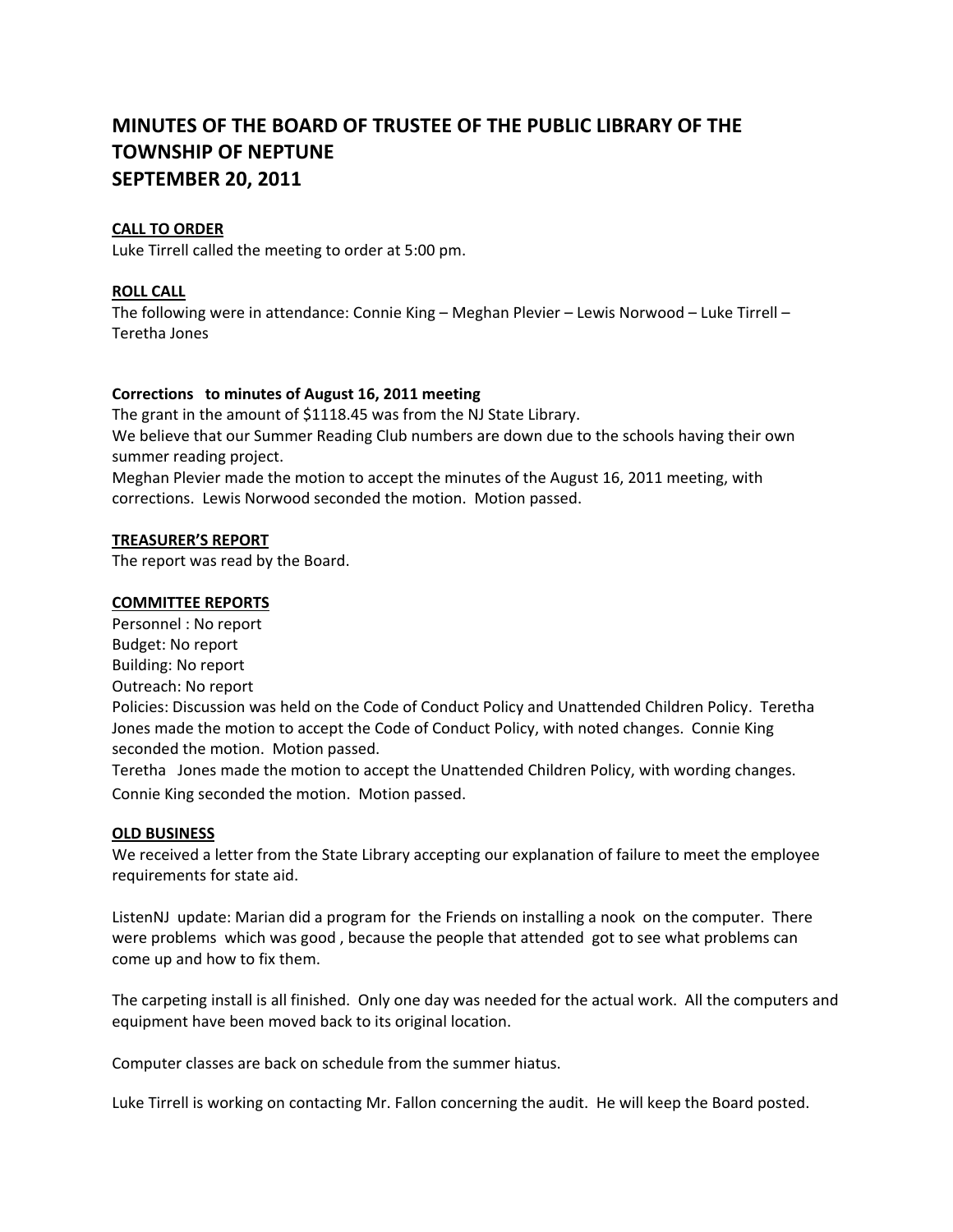# MINUTES OF THE BOARD OF TRUSTEE OF THE PUBLIC LIBRARY OF THE TOWNSHIP OF NEPTUNE
# SEPTEMBER 20, 2011

**CALL TO ORDER**

Luke Tirrell called the meeting to order at 5:00 pm.

**ROLL CALL**

The following were in attendance: Connie King – Meghan Plevier – Lewis Norwood – Luke Tirrell – Teretha Jones

**Corrections to minutes of August 16, 2011 meeting**

The grant in the amount of $1118.45 was from the NJ State Library.
We believe that our Summer Reading Club numbers are down due to the schools having their own summer reading project.
Meghan Plevier made the motion to accept the minutes of the August 16, 2011 meeting, with corrections. Lewis Norwood seconded the motion. Motion passed.

**TREASURER'S REPORT**

The report was read by the Board.

**COMMITTEE REPORTS**

Personnel : No report
Budget: No report
Building: No report
Outreach: No report
Policies: Discussion was held on the Code of Conduct Policy and Unattended Children Policy. Teretha Jones made the motion to accept the Code of Conduct Policy, with noted changes. Connie King seconded the motion. Motion passed.
Teretha Jones made the motion to accept the Unattended Children Policy, with wording changes. Connie King seconded the motion. Motion passed.

**OLD BUSINESS**

We received a letter from the State Library accepting our explanation of failure to meet the employee requirements for state aid.

ListenNJ update: Marian did a program for the Friends on installing a nook on the computer. There were problems which was good , because the people that attended got to see what problems can come up and how to fix them.

The carpeting install is all finished. Only one day was needed for the actual work. All the computers and equipment have been moved back to its original location.

Computer classes are back on schedule from the summer hiatus.

Luke Tirrell is working on contacting Mr. Fallon concerning the audit. He will keep the Board posted.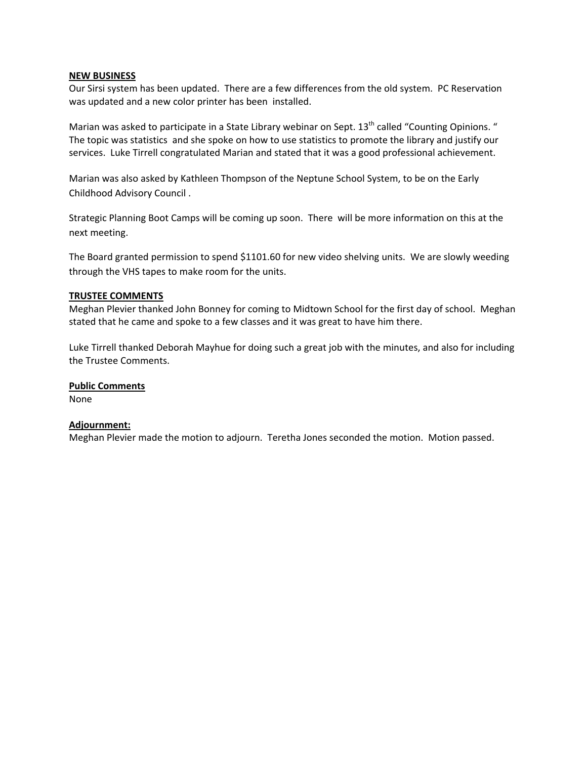**NEW BUSINESS**

Our Sirsi system has been updated. There are a few differences from the old system. PC Reservation was updated and a new color printer has been installed.

Marian was asked to participate in a State Library webinar on Sept. 13th called "Counting Opinions. " The topic was statistics and she spoke on how to use statistics to promote the library and justify our services. Luke Tirrell congratulated Marian and stated that it was a good professional achievement.

Marian was also asked by Kathleen Thompson of the Neptune School System, to be on the Early Childhood Advisory Council .

Strategic Planning Boot Camps will be coming up soon. There will be more information on this at the next meeting.

The Board granted permission to spend $1101.60 for new video shelving units. We are slowly weeding through the VHS tapes to make room for the units.

**TRUSTEE COMMENTS**

Meghan Plevier thanked John Bonney for coming to Midtown School for the first day of school. Meghan stated that he came and spoke to a few classes and it was great to have him there.

Luke Tirrell thanked Deborah Mayhue for doing such a great job with the minutes, and also for including the Trustee Comments.

**Public Comments**

None

**Adjournment:**

Meghan Plevier made the motion to adjourn. Teretha Jones seconded the motion. Motion passed.